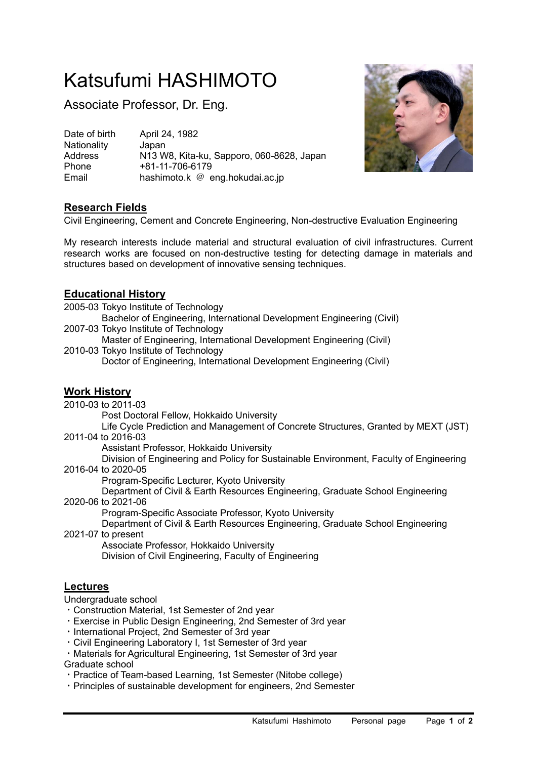# Katsufumi HASHIMOTO

Associate Professor, Dr. Eng.

| | |
|---|---|
| Date of birth | April 24, 1982 |
| Nationality | Japan |
| Address | N13 W8, Kita-ku, Sapporo, 060-8628, Japan |
| Phone | +81-11-706-6179 |
| Email | hashimoto.k @ eng.hokudai.ac.jp |

## Research Fields

Civil Engineering, Cement and Concrete Engineering, Non-destructive Evaluation Engineering

My research interests include material and structural evaluation of civil infrastructures. Current research works are focused on non-destructive testing for detecting damage in materials and structures based on development of innovative sensing techniques.

## Educational History

2005-03 Tokyo Institute of Technology
  Bachelor of Engineering, International Development Engineering (Civil)

2007-03 Tokyo Institute of Technology
  Master of Engineering, International Development Engineering (Civil)

2010-03 Tokyo Institute of Technology
  Doctor of Engineering, International Development Engineering (Civil)

## Work History

2010-03 to 2011-03
  Post Doctoral Fellow, Hokkaido University
  Life Cycle Prediction and Management of Concrete Structures, Granted by MEXT (JST)

2011-04 to 2016-03
  Assistant Professor, Hokkaido University
  Division of Engineering and Policy for Sustainable Environment, Faculty of Engineering

2016-04 to 2020-05
  Program-Specific Lecturer, Kyoto University
  Department of Civil & Earth Resources Engineering, Graduate School Engineering

2020-06 to 2021-06
  Program-Specific Associate Professor, Kyoto University
  Department of Civil & Earth Resources Engineering, Graduate School Engineering

2021-07 to present
  Associate Professor, Hokkaido University
  Division of Civil Engineering, Faculty of Engineering

## Lectures

Undergraduate school

- Construction Material, 1st Semester of 2nd year
- Exercise in Public Design Engineering, 2nd Semester of 3rd year
- International Project, 2nd Semester of 3rd year
- Civil Engineering Laboratory I, 1st Semester of 3rd year
- Materials for Agricultural Engineering, 1st Semester of 3rd year

Graduate school

- Practice of Team-based Learning, 1st Semester (Nitobe college)
- Principles of sustainable development for engineers, 2nd Semester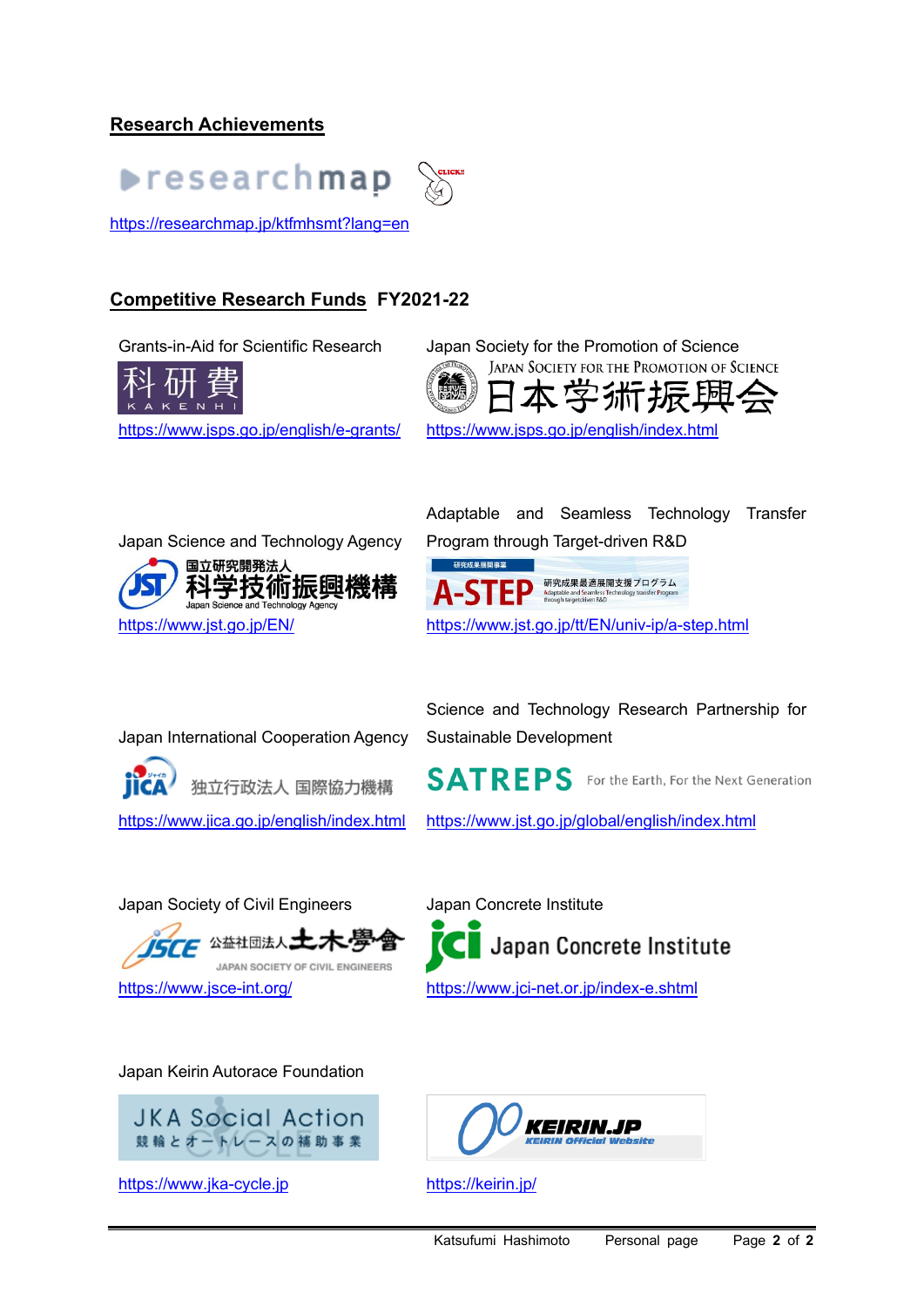## Research Achievements

https://researchmap.jp/ktfmhsmt?lang=en

## Competitive Research Funds FY2021-22

Grants-in-Aid for Scientific Research

https://www.jsps.go.jp/english/e-grants/

Japan Society for the Promotion of Science

https://www.jsps.go.jp/english/index.html

Japan Science and Technology Agency

https://www.jst.go.jp/EN/

Adaptable and Seamless Technology Transfer Program through Target-driven R&D

https://www.jst.go.jp/tt/EN/univ-ip/a-step.html

Japan International Cooperation Agency

https://www.jica.go.jp/english/index.html

Science and Technology Research Partnership for Sustainable Development

https://www.jst.go.jp/global/english/index.html

Japan Society of Civil Engineers

https://www.jsce-int.org/

Japan Concrete Institute

https://www.jci-net.or.jp/index-e.shtml

Japan Keirin Autorace Foundation

https://www.jka-cycle.jp

https://keirin.jp/